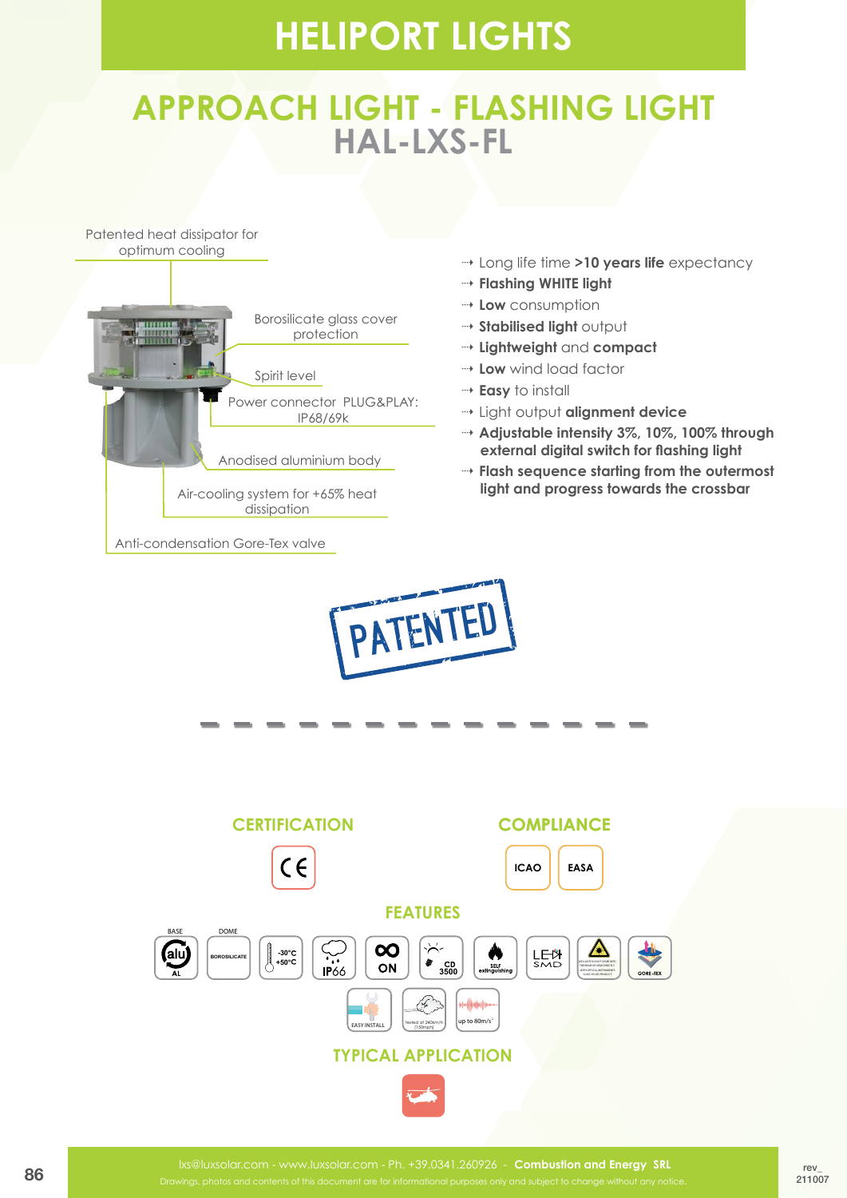# HELIPORT LIGHTS

## APPROACH LIGHT - FLASHING LIGHT
## HAL-LXS-FL

- Patented heat dissipator for optimum cooling
- Borosilicate glass cover protection
- Spirit level
- Power connector PLUG&PLAY: IP68/69k
- Anodised aluminium body
- Air-cooling system for +65% heat dissipation
- Anti-condensation Gore-Tex valve

- Long life time **>10 years life** expectancy
- **Flashing WHITE light**
- **Low** consumption
- **Stabilised light** output
- **Lightweight** and **compact**
- **Low** wind load factor
- **Easy** to install
- Light output **alignment device**
- **Adjustable intensity 3%, 10%, 100% through external digital switch for flashing light**
- **Flash sequence starting from the outermost light and progress towards the crossbar**

PATENTED

### CERTIFICATION

CE

### COMPLIANCE

ICAO | EASA

### FEATURES

BASE: alu AL | DOME: BOROSILICATE | -30°C +50°C | IP66 | ∞ ON | CD 3500 | SELF extinguishing | LED SMD | GORE-TEX | EASY INSTALL | tested at 240km/h (150mph) | up to 80m/s²

### TYPICAL APPLICATION

lxs@luxsolar.com - www.luxsolar.com - Ph. +39.0341.260926 - **Combustion and Energy SRL**

Drawings, photos and contents of this document are for informational purposes only and subject to change without any notice.

rev_ 211007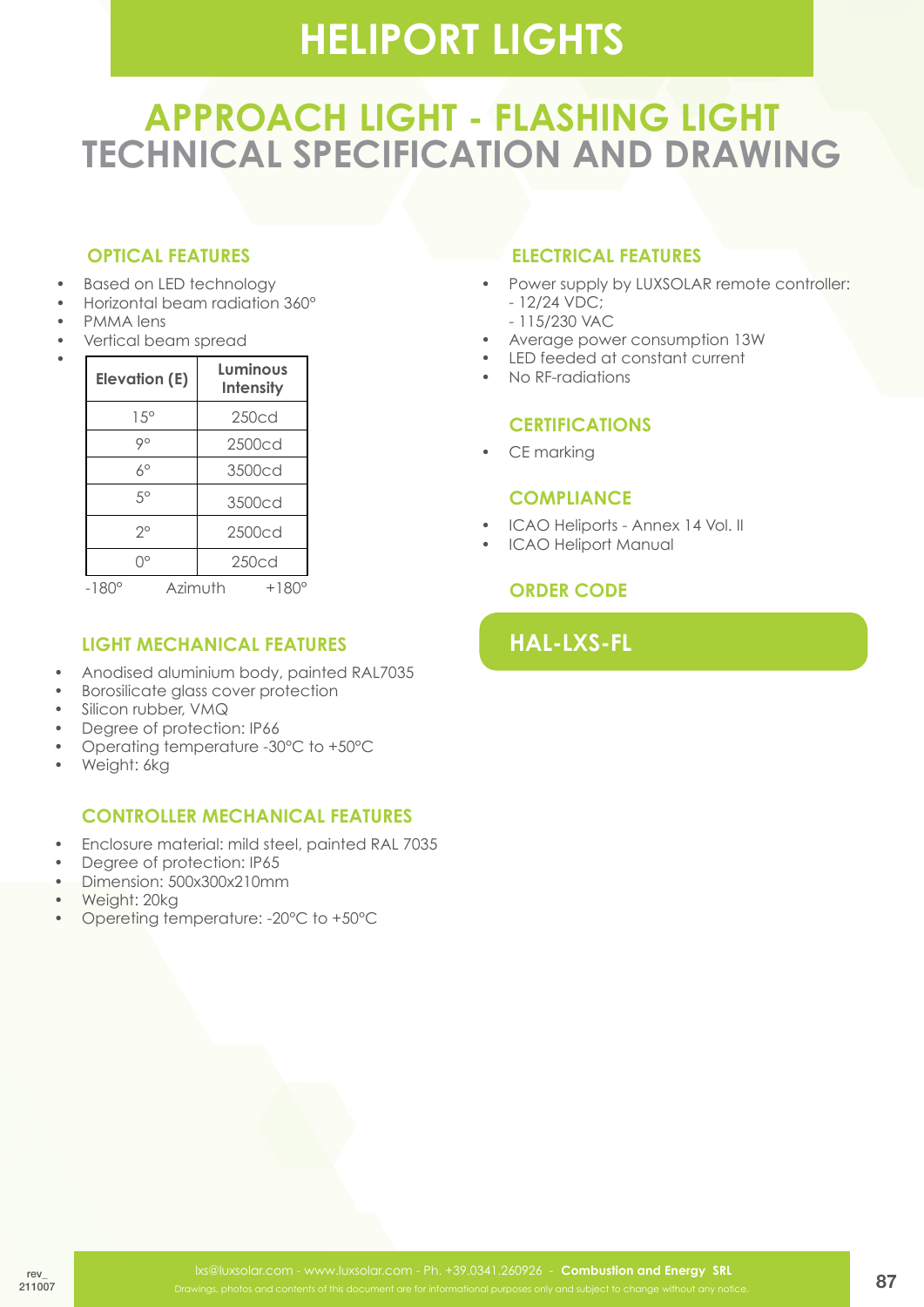# HELIPORT LIGHTS

## APPROACH LIGHT - FLASHING LIGHT
## TECHNICAL SPECIFICATION AND DRAWING

### OPTICAL FEATURES

- Based on LED technology
- Horizontal beam radiation 360°
- PMMA lens
- Vertical beam spread
- 

| Elevation (E) | Luminous Intensity |
|---|---|
| 15° | 250cd |
| 9° | 2500cd |
| 6° | 3500cd |
| 5° | 3500cd |
| 2° | 2500cd |
| 0° | 250cd |

-180° Azimuth +180°

### LIGHT MECHANICAL FEATURES

- Anodised aluminium body, painted RAL7035
- Borosilicate glass cover protection
- Silicon rubber, VMQ
- Degree of protection: IP66
- Operating temperature -30°C to +50°C
- Weight: 6kg

### CONTROLLER MECHANICAL FEATURES

- Enclosure material: mild steel, painted RAL 7035
- Degree of protection: IP65
- Dimension: 500x300x210mm
- Weight: 20kg
- Opereting temperature: -20°C to +50°C

### ELECTRICAL FEATURES

- Power supply by LUXSOLAR remote controller:
  - 12/24 VDC;
  - 115/230 VAC
- Average power consumption 13W
- LED feeded at constant current
- No RF-radiations

### CERTIFICATIONS

- CE marking

### COMPLIANCE

- ICAO Heliports - Annex 14 Vol. II
- ICAO Heliport Manual

### ORDER CODE

**HAL-LXS-FL**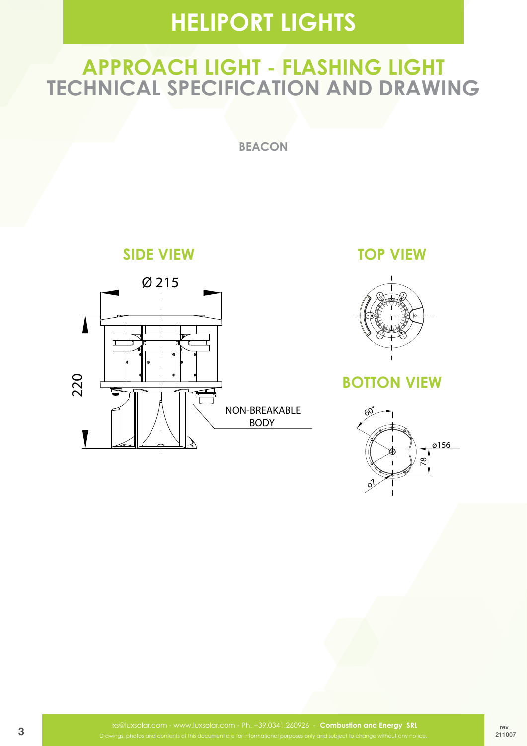# HELIPORT LIGHTS

## APPROACH LIGHT - FLASHING LIGHT
## TECHNICAL SPECIFICATION AND DRAWING

**BEACON**

### SIDE VIEW

Ø 215

220

NON-BREAKABLE BODY

### TOP VIEW

### BOTTON VIEW

60°

ø156

78

ø7

lxs@luxsolar.com - www.luxsolar.com - Ph. +39.0341.260926 - **Combustion and Energy SRL**

Drawings, photos and contents of this document are for informational purposes only and subject to change without any notice.

rev_ 211007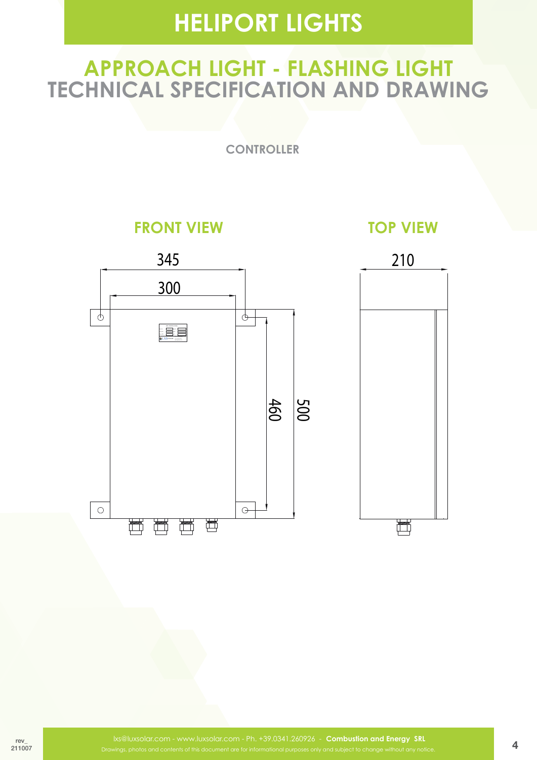# HELIPORT LIGHTS

## APPROACH LIGHT - FLASHING LIGHT
## TECHNICAL SPECIFICATION AND DRAWING

### CONTROLLER

### FRONT VIEW

345

300

460

500

### TOP VIEW

210

lxs@luxsolar.com - www.luxsolar.com - Ph. +39.0341.260926 - **Combustion and Energy SRL**

Drawings, photos and contents of this document are for informational purposes only and subject to change without any notice.

rev_ 211007